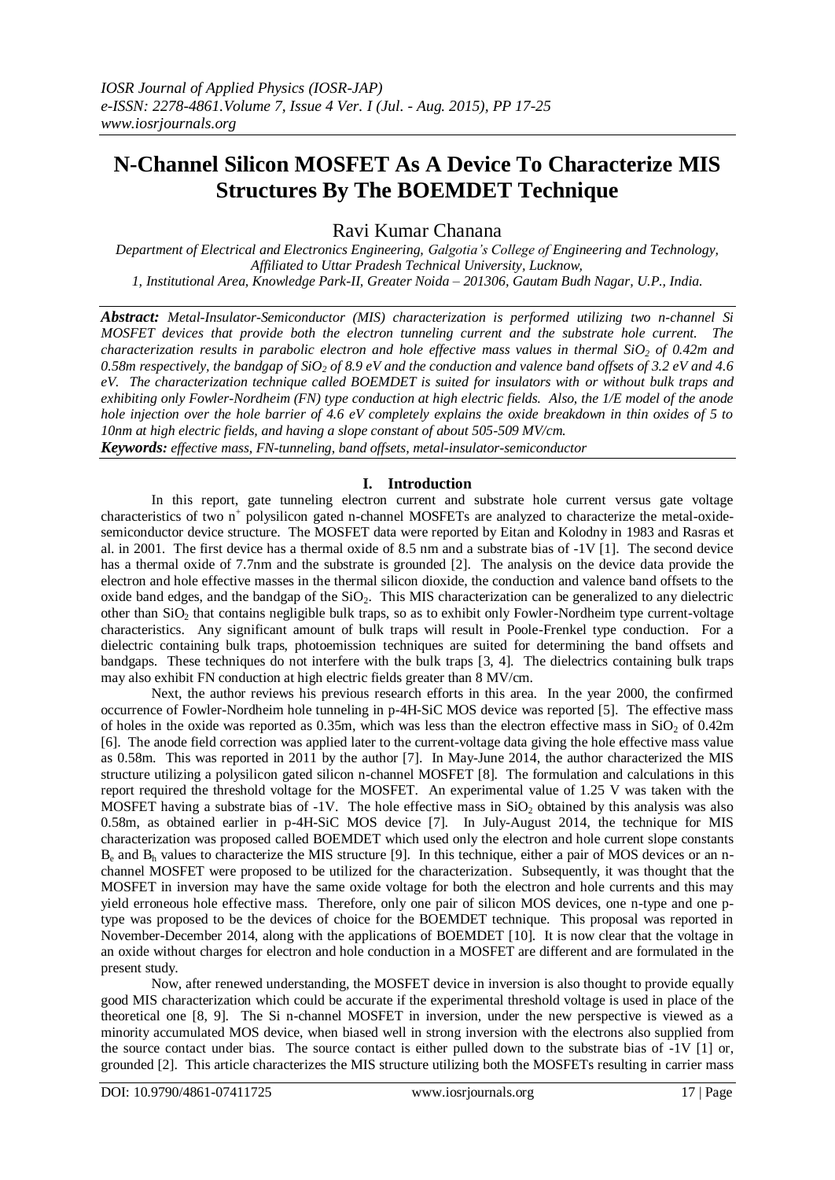# N-Channel Silicon MOSFET As A Device To Characterize MIS Structures By The BOEMDET Technique

Ravi Kumar Chanana

*Department of Electrical and Electronics Engineering, Galgotia's College of Engineering and Technology, Affiliated to Uttar Pradesh Technical University, Lucknow,*
*1, Institutional Area, Knowledge Park-II, Greater Noida – 201306, Gautam Budh Nagar, U.P., India.*

***Abstract:*** *Metal-Insulator-Semiconductor (MIS) characterization is performed utilizing two n-channel Si MOSFET devices that provide both the electron tunneling current and the substrate hole current. The characterization results in parabolic electron and hole effective mass values in thermal $SiO_2$ of 0.42m and 0.58m respectively, the bandgap of $SiO_2$ of 8.9 eV and the conduction and valence band offsets of 3.2 eV and 4.6 eV. The characterization technique called BOEMDET is suited for insulators with or without bulk traps and exhibiting only Fowler-Nordheim (FN) type conduction at high electric fields. Also, the 1/E model of the anode hole injection over the hole barrier of 4.6 eV completely explains the oxide breakdown in thin oxides of 5 to 10nm at high electric fields, and having a slope constant of about 505-509 MV/cm.*

***Keywords:*** *effective mass, FN-tunneling, band offsets, metal-insulator-semiconductor*

## I. Introduction

In this report, gate tunneling electron current and substrate hole current versus gate voltage characteristics of two $n^+$ polysilicon gated n-channel MOSFETs are analyzed to characterize the metal-oxide-semiconductor device structure. The MOSFET data were reported by Eitan and Kolodny in 1983 and Rasras et al. in 2001. The first device has a thermal oxide of 8.5 nm and a substrate bias of -1V [1]. The second device has a thermal oxide of 7.7nm and the substrate is grounded [2]. The analysis on the device data provide the electron and hole effective masses in the thermal silicon dioxide, the conduction and valence band offsets to the oxide band edges, and the bandgap of the $SiO_2$. This MIS characterization can be generalized to any dielectric other than $SiO_2$ that contains negligible bulk traps, so as to exhibit only Fowler-Nordheim type current-voltage characteristics. Any significant amount of bulk traps will result in Poole-Frenkel type conduction. For a dielectric containing bulk traps, photoemission techniques are suited for determining the band offsets and bandgaps. These techniques do not interfere with the bulk traps [3, 4]. The dielectrics containing bulk traps may also exhibit FN conduction at high electric fields greater than 8 MV/cm.

Next, the author reviews his previous research efforts in this area. In the year 2000, the confirmed occurrence of Fowler-Nordheim hole tunneling in p-4H-SiC MOS device was reported [5]. The effective mass of holes in the oxide was reported as 0.35m, which was less than the electron effective mass in $SiO_2$ of 0.42m [6]. The anode field correction was applied later to the current-voltage data giving the hole effective mass value as 0.58m. This was reported in 2011 by the author [7]. In May-June 2014, the author characterized the MIS structure utilizing a polysilicon gated silicon n-channel MOSFET [8]. The formulation and calculations in this report required the threshold voltage for the MOSFET. An experimental value of 1.25 V was taken with the MOSFET having a substrate bias of -1V. The hole effective mass in $SiO_2$ obtained by this analysis was also 0.58m, as obtained earlier in p-4H-SiC MOS device [7]. In July-August 2014, the technique for MIS characterization was proposed called BOEMDET which used only the electron and hole current slope constants $B_e$ and $B_h$ values to characterize the MIS structure [9]. In this technique, either a pair of MOS devices or an n-channel MOSFET were proposed to be utilized for the characterization. Subsequently, it was thought that the MOSFET in inversion may have the same oxide voltage for both the electron and hole currents and this may yield erroneous hole effective mass. Therefore, only one pair of silicon MOS devices, one n-type and one p-type was proposed to be the devices of choice for the BOEMDET technique. This proposal was reported in November-December 2014, along with the applications of BOEMDET [10]. It is now clear that the voltage in an oxide without charges for electron and hole conduction in a MOSFET are different and are formulated in the present study.

Now, after renewed understanding, the MOSFET device in inversion is also thought to provide equally good MIS characterization which could be accurate if the experimental threshold voltage is used in place of the theoretical one [8, 9]. The Si n-channel MOSFET in inversion, under the new perspective is viewed as a minority accumulated MOS device, when biased well in strong inversion with the electrons also supplied from the source contact under bias. The source contact is either pulled down to the substrate bias of -1V [1] or, grounded [2]. This article characterizes the MIS structure utilizing both the MOSFETs resulting in carrier mass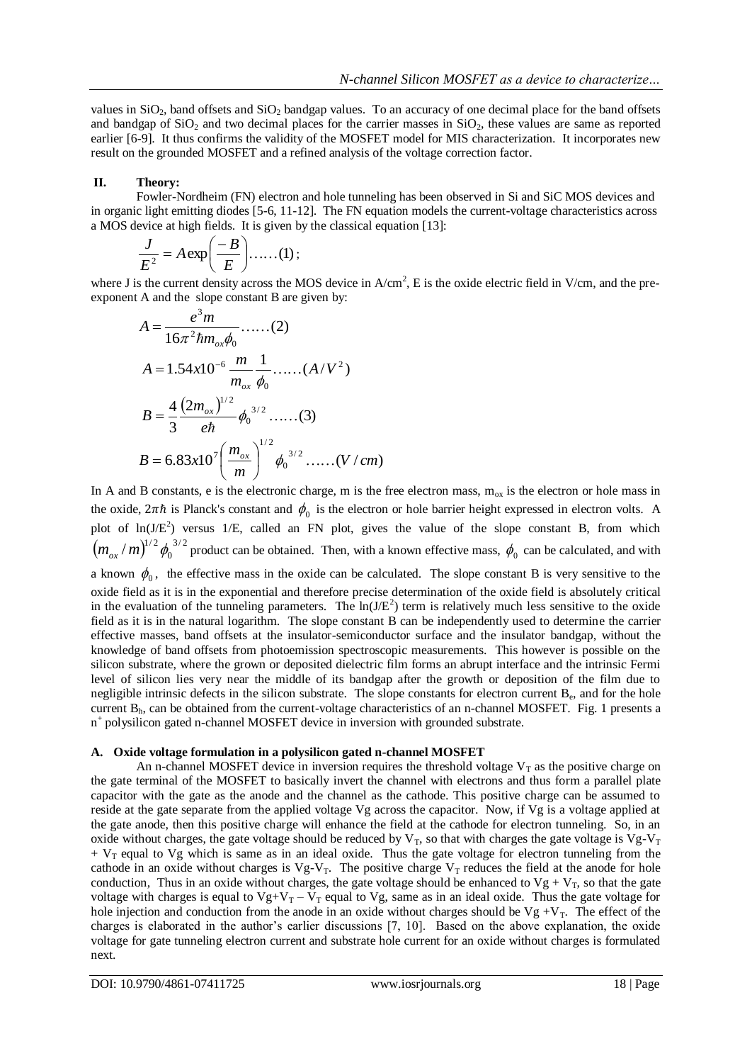values in $SiO_2$, band offsets and $SiO_2$ bandgap values. To an accuracy of one decimal place for the band offsets and bandgap of $SiO_2$ and two decimal places for the carrier masses in $SiO_2$, these values are same as reported earlier [6-9]. It thus confirms the validity of the MOSFET model for MIS characterization. It incorporates new result on the grounded MOSFET and a refined analysis of the voltage correction factor.

## II. Theory:

Fowler-Nordheim (FN) electron and hole tunneling has been observed in Si and SiC MOS devices and in organic light emitting diodes [5-6, 11-12]. The FN equation models the current-voltage characteristics across a MOS device at high fields. It is given by the classical equation [13]:

$$\frac{J}{E^2} = A\exp\left(\frac{-B}{E}\right) \ldots\ldots (1);$$

where J is the current density across the MOS device in $A/cm^2$, E is the oxide electric field in V/cm, and the pre-exponent A and the slope constant B are given by:

$$A = \frac{e^3 m}{16\pi^2 \hbar m_{ox} \phi_0} \ldots\ldots (2)$$

$$A = 1.54x10^{-6}\,\frac{m}{m_{ox}}\frac{1}{\phi_0} \ldots\ldots (A/V^2)$$

$$B = \frac{4}{3}\frac{(2m_{ox})^{1/2}}{e\hbar}\phi_0^{\;3/2} \ldots\ldots (3)$$

$$B = 6.83x10^7\left(\frac{m_{ox}}{m}\right)^{1/2}\phi_0^{\;3/2} \ldots\ldots (V/cm)$$

In A and B constants, e is the electronic charge, m is the free electron mass, $m_{ox}$ is the electron or hole mass in the oxide, $2\pi\hbar$ is Planck's constant and $\phi_0$ is the electron or hole barrier height expressed in electron volts. A plot of $\ln(J/E^2)$ versus 1/E, called an FN plot, gives the value of the slope constant B, from which $(m_{ox}/m)^{1/2}\phi_0^{\;3/2}$ product can be obtained. Then, with a known effective mass, $\phi_0$ can be calculated, and with a known $\phi_0$, the effective mass in the oxide can be calculated. The slope constant B is very sensitive to the oxide field as it is in the exponential and therefore precise determination of the oxide field is absolutely critical in the evaluation of the tunneling parameters. The $\ln(J/E^2)$ term is relatively much less sensitive to the oxide field as it is in the natural logarithm. The slope constant B can be independently used to determine the carrier effective masses, band offsets at the insulator-semiconductor surface and the insulator bandgap, without the knowledge of band offsets from photoemission spectroscopic measurements. This however is possible on the silicon substrate, where the grown or deposited dielectric film forms an abrupt interface and the intrinsic Fermi level of silicon lies very near the middle of its bandgap after the growth or deposition of the film due to negligible intrinsic defects in the silicon substrate. The slope constants for electron current $B_e$, and for the hole current $B_h$, can be obtained from the current-voltage characteristics of an n-channel MOSFET. Fig. 1 presents a $n^+$ polysilicon gated n-channel MOSFET device in inversion with grounded substrate.

### A. Oxide voltage formulation in a polysilicon gated n-channel MOSFET

An n-channel MOSFET device in inversion requires the threshold voltage $V_T$ as the positive charge on the gate terminal of the MOSFET to basically invert the channel with electrons and thus form a parallel plate capacitor with the gate as the anode and the channel as the cathode. This positive charge can be assumed to reside at the gate separate from the applied voltage Vg across the capacitor. Now, if Vg is a voltage applied at the gate anode, then this positive charge will enhance the field at the cathode for electron tunneling. So, in an oxide without charges, the gate voltage should be reduced by $V_T$, so that with charges the gate voltage is $Vg-V_T + V_T$ equal to Vg which is same as in an ideal oxide. Thus the gate voltage for electron tunneling from the cathode in an oxide without charges is $Vg-V_T$. The positive charge $V_T$ reduces the field at the anode for hole conduction, Thus in an oxide without charges, the gate voltage should be enhanced to $Vg + V_T$, so that the gate voltage with charges is equal to $Vg+V_T - V_T$ equal to Vg, same as in an ideal oxide. Thus the gate voltage for hole injection and conduction from the anode in an oxide without charges should be $Vg + V_T$. The effect of the charges is elaborated in the author's earlier discussions [7, 10]. Based on the above explanation, the oxide voltage for gate tunneling electron current and substrate hole current for an oxide without charges is formulated next.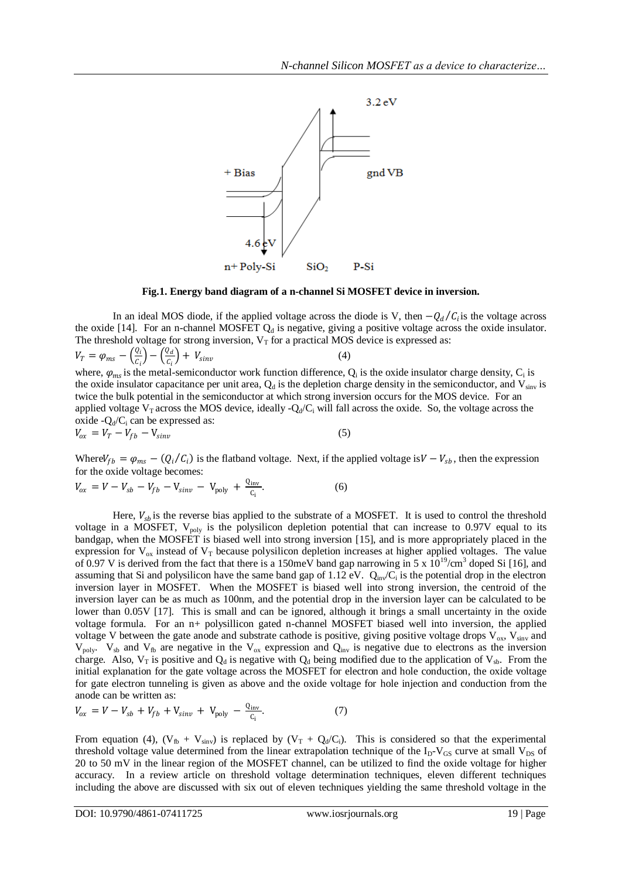**Fig.1. Energy band diagram of a n-channel Si MOSFET device in inversion.**

In an ideal MOS diode, if the applied voltage across the diode is V, then $-Q_d/C_i$ is the voltage across the oxide [14]. For an n-channel MOSFET $Q_d$ is negative, giving a positive voltage across the oxide insulator. The threshold voltage for strong inversion, $V_T$ for a practical MOS device is expressed as:

$$V_T = \varphi_{ms} - \left(\frac{Q_i}{C_i}\right) - \left(\frac{Q_d}{C_i}\right) + V_{sinv} \quad (4)$$

where, $\varphi_{ms}$ is the metal-semiconductor work function difference, $Q_i$ is the oxide insulator charge density, $C_i$ is the oxide insulator capacitance per unit area, $Q_d$ is the depletion charge density in the semiconductor, and $V_{sinv}$ is twice the bulk potential in the semiconductor at which strong inversion occurs for the MOS device. For an applied voltage $V_T$ across the MOS device, ideally $-Q_d/C_i$ will fall across the oxide. So, the voltage across the oxide $-Q_d/C_i$ can be expressed as:

$$V_{ox} = V_T - V_{fb} - V_{sinv} \quad (5)$$

Where $V_{fb} = \varphi_{ms} - (Q_i/C_i)$ is the flatband voltage. Next, if the applied voltage is $V - V_{sb}$, then the expression for the oxide voltage becomes:

$$V_{ox} = V - V_{sb} - V_{fb} - V_{sinv} - V_{poly} + \frac{Q_{inv}}{C_i}. \quad (6)$$

Here, $V_{sb}$ is the reverse bias applied to the substrate of a MOSFET. It is used to control the threshold voltage in a MOSFET, $V_{poly}$ is the polysilicon depletion potential that can increase to 0.97V equal to its bandgap, when the MOSFET is biased well into strong inversion [15], and is more appropriately placed in the expression for $V_{ox}$ instead of $V_T$ because polysilicon depletion increases at higher applied voltages. The value of 0.97 V is derived from the fact that there is a 150meV band gap narrowing in $5 \times 10^{19}/cm^3$ doped Si [16], and assuming that Si and polysilicon have the same band gap of 1.12 eV. $Q_{inv}/C_i$ is the potential drop in the electron inversion layer in MOSFET. When the MOSFET is biased well into strong inversion, the centroid of the inversion layer can be as much as 100nm, and the potential drop in the inversion layer can be calculated to be lower than 0.05V [17]. This is small and can be ignored, although it brings a small uncertainty in the oxide voltage formula. For an n+ polysillicon gated n-channel MOSFET biased well into inversion, the applied voltage V between the gate anode and substrate cathode is positive, giving positive voltage drops $V_{ox}$, $V_{sinv}$ and $V_{poly}$. $V_{sb}$ and $V_{fb}$ are negative in the $V_{ox}$ expression and $Q_{inv}$ is negative due to electrons as the inversion charge. Also, $V_T$ is positive and $Q_d$ is negative with $Q_d$ being modified due to the application of $V_{sb}$. From the initial explanation for the gate voltage across the MOSFET for electron and hole conduction, the oxide voltage for gate electron tunneling is given as above and the oxide voltage for hole injection and conduction from the anode can be written as:

$$V_{ox} = V - V_{sb} + V_{fb} + V_{sinv} + V_{poly} - \frac{Q_{inv}}{C_i}. \quad (7)$$

From equation (4), ($V_{fb} + V_{sinv}$) is replaced by ($V_T + Q_d/C_i$). This is considered so that the experimental threshold voltage value determined from the linear extrapolation technique of the $I_D$-$V_{GS}$ curve at small $V_{DS}$ of 20 to 50 mV in the linear region of the MOSFET channel, can be utilized to find the oxide voltage for higher accuracy. In a review article on threshold voltage determination techniques, eleven different techniques including the above are discussed with six out of eleven techniques yielding the same threshold voltage in the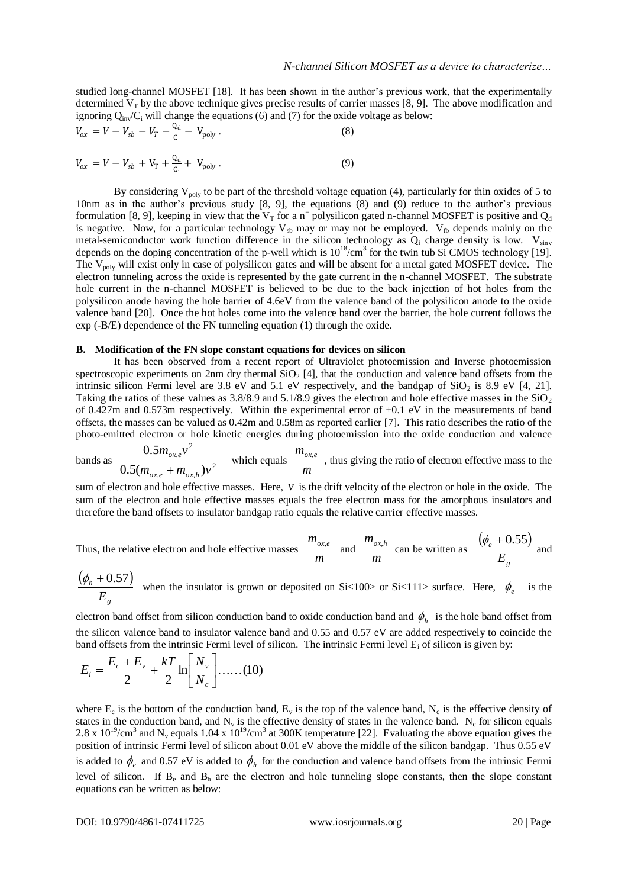studied long-channel MOSFET [18]. It has been shown in the author's previous work, that the experimentally determined $V_T$ by the above technique gives precise results of carrier masses [8, 9]. The above modification and ignoring $Q_{inv}/C_i$ will change the equations (6) and (7) for the oxide voltage as below:

$$V_{ox} = V - V_{sb} - V_T - \frac{Q_d}{C_i} - V_{poly} . \quad (8)$$

$$V_{ox} = V - V_{sb} + V_T + \frac{Q_d}{C_i} + V_{poly} . \quad (9)$$

By considering $V_{poly}$ to be part of the threshold voltage equation (4), particularly for thin oxides of 5 to 10nm as in the author's previous study [8, 9], the equations (8) and (9) reduce to the author's previous formulation [8, 9], keeping in view that the $V_T$ for a $n^+$ polysilicon gated n-channel MOSFET is positive and $Q_d$ is negative. Now, for a particular technology $V_{sb}$ may or may not be employed. $V_{fb}$ depends mainly on the metal-semiconductor work function difference in the silicon technology as $Q_i$ charge density is low. $V_{sinv}$ depends on the doping concentration of the p-well which is $10^{18}/cm^3$ for the twin tub Si CMOS technology [19]. The $V_{poly}$ will exist only in case of polysilicon gates and will be absent for a metal gated MOSFET device. The electron tunneling across the oxide is represented by the gate current in the n-channel MOSFET. The substrate hole current in the n-channel MOSFET is believed to be due to the back injection of hot holes from the polysilicon anode having the hole barrier of 4.6eV from the valence band of the polysilicon anode to the oxide valence band [20]. Once the hot holes come into the valence band over the barrier, the hole current follows the exp (-B/E) dependence of the FN tunneling equation (1) through the oxide.

### B. Modification of the FN slope constant equations for devices on silicon

It has been observed from a recent report of Ultraviolet photoemission and Inverse photoemission spectroscopic experiments on 2nm dry thermal $SiO_2$ [4], that the conduction and valence band offsets from the intrinsic silicon Fermi level are 3.8 eV and 5.1 eV respectively, and the bandgap of $SiO_2$ is 8.9 eV [4, 21]. Taking the ratios of these values as 3.8/8.9 and 5.1/8.9 gives the electron and hole effective masses in the $SiO_2$ of 0.427m and 0.573m respectively. Within the experimental error of ±0.1 eV in the measurements of band offsets, the masses can be valued as 0.42m and 0.58m as reported earlier [7]. This ratio describes the ratio of the photo-emitted electron or hole kinetic energies during photoemission into the oxide conduction and valence bands as $\frac{0.5 m_{ox,e} v^2}{0.5(m_{ox,e} + m_{ox,h}) v^2}$ which equals $\frac{m_{ox,e}}{m}$, thus giving the ratio of electron effective mass to the sum of electron and hole effective masses. Here, $v$ is the drift velocity of the electron or hole in the oxide. The sum of the electron and hole effective masses equals the free electron mass for the amorphous insulators and therefore the band offsets to insulator bandgap ratio equals the relative carrier effective masses.

Thus, the relative electron and hole effective masses $\frac{m_{ox,e}}{m}$ and $\frac{m_{ox,h}}{m}$ can be written as $\frac{(\phi_e + 0.55)}{E_g}$ and $\frac{(\phi_h + 0.57)}{E_g}$ when the insulator is grown or deposited on Si<100> or Si<111> surface. Here, $\phi_e$ is the electron band offset from silicon conduction band to oxide conduction band and $\phi_h$ is the hole band offset from the silicon valence band to insulator valence band and 0.55 and 0.57 eV are added respectively to coincide the band offsets from the intrinsic Fermi level of silicon. The intrinsic Fermi level $E_i$ of silicon is given by:

$$E_i = \frac{E_c + E_v}{2} + \frac{kT}{2} \ln\left[\frac{N_v}{N_c}\right] \ldots\ldots(10)$$

where $E_c$ is the bottom of the conduction band, $E_v$ is the top of the valence band, $N_c$ is the effective density of states in the conduction band, and $N_v$ is the effective density of states in the valence band. $N_c$ for silicon equals $2.8 \times 10^{19}/cm^3$ and $N_v$ equals $1.04 \times 10^{19}/cm^3$ at 300K temperature [22]. Evaluating the above equation gives the position of intrinsic Fermi level of silicon about 0.01 eV above the middle of the silicon bandgap. Thus 0.55 eV is added to $\phi_e$ and 0.57 eV is added to $\phi_h$ for the conduction and valence band offsets from the intrinsic Fermi level of silicon. If $B_e$ and $B_h$ are the electron and hole tunneling slope constants, then the slope constant equations can be written as below: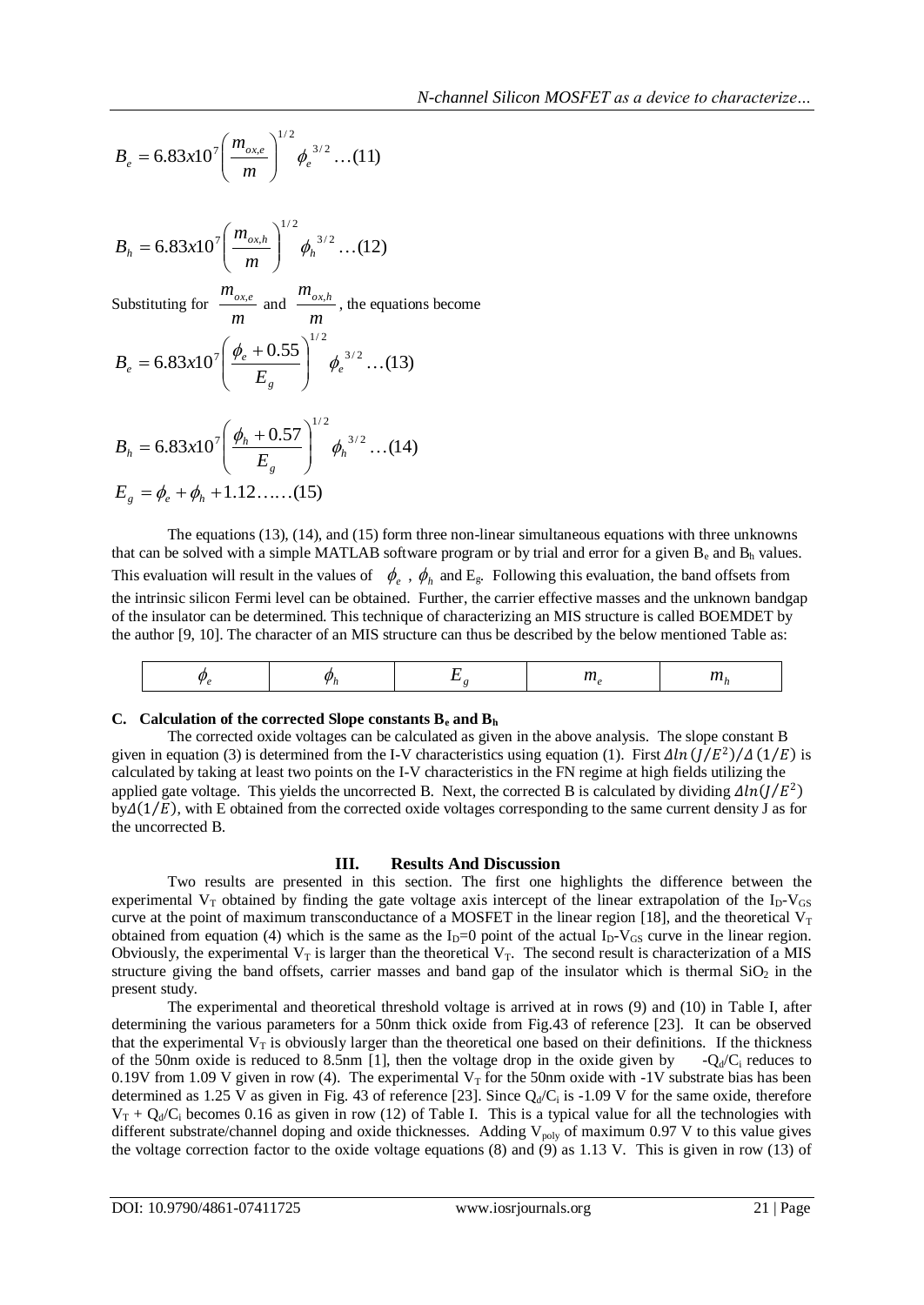$$B_e = 6.83x10^7 \left( \frac{m_{ox,e}}{m} \right)^{1/2} \phi_e^{\ 3/2} \ldots (11)$$

$$B_h = 6.83x10^7 \left( \frac{m_{ox,h}}{m} \right)^{1/2} \phi_h^{\ 3/2} \ldots (12)$$

Substituting for $\frac{m_{ox,e}}{m}$ and $\frac{m_{ox,h}}{m}$, the equations become

$$B_e = 6.83x10^7 \left( \frac{\phi_e + 0.55}{E_g} \right)^{1/2} \phi_e^{\ 3/2} \ldots (13)$$

$$B_h = 6.83x10^7 \left( \frac{\phi_h + 0.57}{E_g} \right)^{1/2} \phi_h^{\ 3/2} \ldots (14)$$

$$E_g = \phi_e + \phi_h + 1.12 \ldots\ldots (15)$$

The equations (13), (14), and (15) form three non-linear simultaneous equations with three unknowns that can be solved with a simple MATLAB software program or by trial and error for a given $B_e$ and $B_h$ values. This evaluation will result in the values of $\phi_e$, $\phi_h$ and $E_g$. Following this evaluation, the band offsets from the intrinsic silicon Fermi level can be obtained. Further, the carrier effective masses and the unknown bandgap of the insulator can be determined. This technique of characterizing an MIS structure is called BOEMDET by the author [9, 10]. The character of an MIS structure can thus be described by the below mentioned Table as:

| $\phi_e$ | $\phi_h$ | $E_g$ | $m_e$ | $m_h$ |
|---|---|---|---|---|

### C. Calculation of the corrected Slope constants $B_e$ and $B_h$

The corrected oxide voltages can be calculated as given in the above analysis. The slope constant B given in equation (3) is determined from the I-V characteristics using equation (1). First $\Delta ln(J/E^2)/\Delta(1/E)$ is calculated by taking at least two points on the I-V characteristics in the FN regime at high fields utilizing the applied gate voltage. This yields the uncorrected B. Next, the corrected B is calculated by dividing $\Delta ln(J/E^2)$ by $\Delta(1/E)$, with E obtained from the corrected oxide voltages corresponding to the same current density J as for the uncorrected B.

## III. Results And Discussion

Two results are presented in this section. The first one highlights the difference between the experimental $V_T$ obtained by finding the gate voltage axis intercept of the linear extrapolation of the $I_D$-$V_{GS}$ curve at the point of maximum transconductance of a MOSFET in the linear region [18], and the theoretical $V_T$ obtained from equation (4) which is the same as the $I_D$=0 point of the actual $I_D$-$V_{GS}$ curve in the linear region. Obviously, the experimental $V_T$ is larger than the theoretical $V_T$. The second result is characterization of a MIS structure giving the band offsets, carrier masses and band gap of the insulator which is thermal $SiO_2$ in the present study.

The experimental and theoretical threshold voltage is arrived at in rows (9) and (10) in Table I, after determining the various parameters for a 50nm thick oxide from Fig.43 of reference [23]. It can be observed that the experimental $V_T$ is obviously larger than the theoretical one based on their definitions. If the thickness of the 50nm oxide is reduced to 8.5nm [1], then the voltage drop in the oxide given by $-Q_d/C_i$ reduces to 0.19V from 1.09 V given in row (4). The experimental $V_T$ for the 50nm oxide with -1V substrate bias has been determined as 1.25 V as given in Fig. 43 of reference [23]. Since $Q_d/C_i$ is -1.09 V for the same oxide, therefore $V_T + Q_d/C_i$ becomes 0.16 as given in row (12) of Table I. This is a typical value for all the technologies with different substrate/channel doping and oxide thicknesses. Adding $V_{poly}$ of maximum 0.97 V to this value gives the voltage correction factor to the oxide voltage equations (8) and (9) as 1.13 V. This is given in row (13) of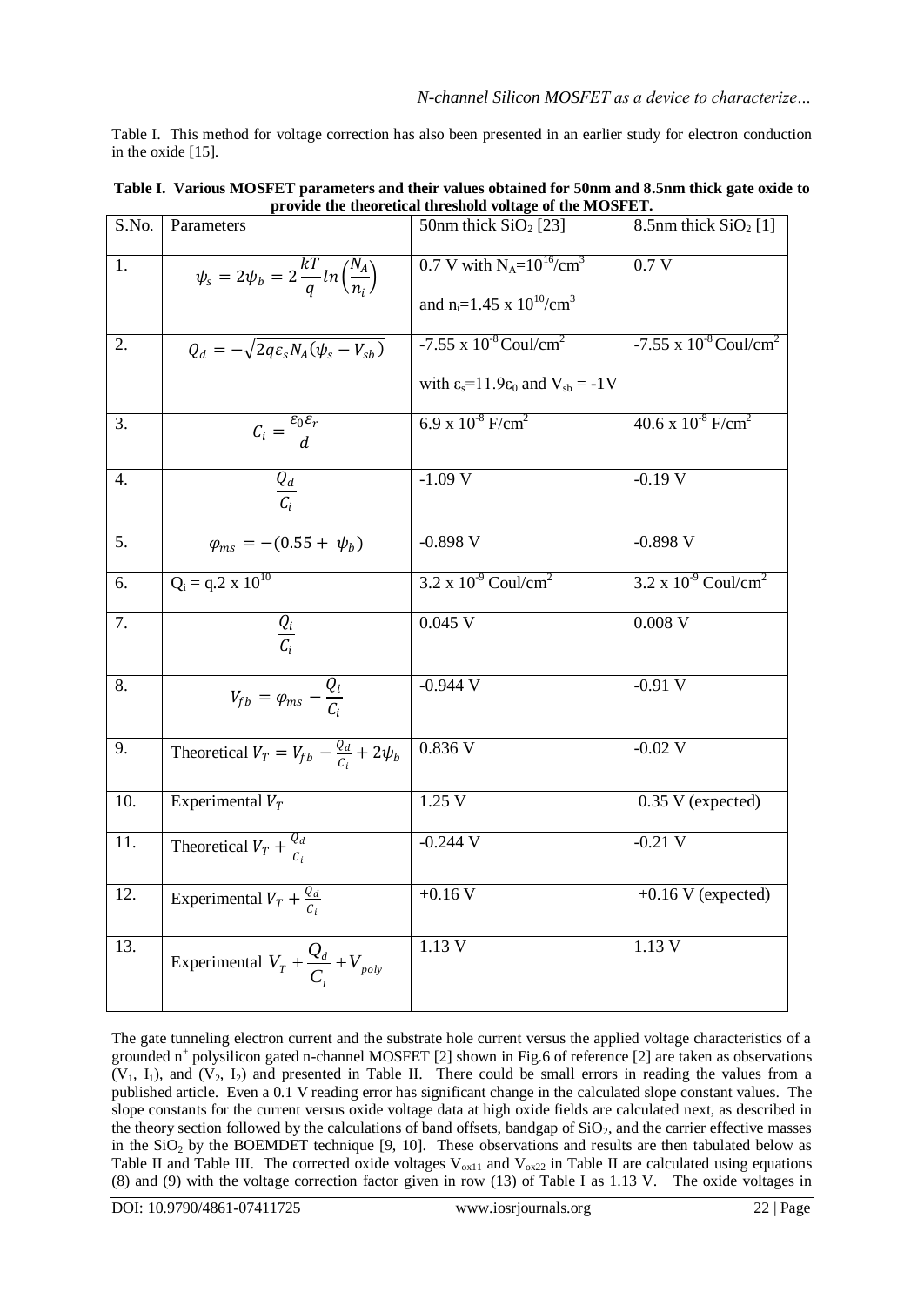Table I. This method for voltage correction has also been presented in an earlier study for electron conduction in the oxide [15].

**Table I. Various MOSFET parameters and their values obtained for 50nm and 8.5nm thick gate oxide to provide the theoretical threshold voltage of the MOSFET.**

| S.No. | Parameters | 50nm thick $SiO_2$ [23] | 8.5nm thick $SiO_2$ [1] |
|---|---|---|---|
| 1. | $\psi_s = 2\psi_b = 2\frac{kT}{q}ln\left(\frac{N_A}{n_i}\right)$ | 0.7 V with $N_A=10^{16}/cm^3$ and $n_i=1.45 \times 10^{10}/cm^3$ | 0.7 V |
| 2. | $Q_d = -\sqrt{2q\varepsilon_s N_A(\psi_s - V_{sb})}$ | $-7.55 \times 10^{-8}$ Coul/cm$^2$ with $\varepsilon_s=11.9\varepsilon_0$ and $V_{sb}$ = -1V | $-7.55 \times 10^{-8}$ Coul/cm$^2$ |
| 3. | $C_i = \frac{\varepsilon_0 \varepsilon_r}{d}$ | $6.9 \times 10^{-8}$ F/cm$^2$ | $40.6 \times 10^{-8}$ F/cm$^2$ |
| 4. | $\frac{Q_d}{C_i}$ | -1.09 V | -0.19 V |
| 5. | $\varphi_{ms} = -(0.55 + \psi_b)$ | -0.898 V | -0.898 V |
| 6. | $Q_i = q.2 \times 10^{10}$ | $3.2 \times 10^{-9}$ Coul/cm$^2$ | $3.2 \times 10^{-9}$ Coul/cm$^2$ |
| 7. | $\frac{Q_i}{C_i}$ | 0.045 V | 0.008 V |
| 8. | $V_{fb} = \varphi_{ms} - \frac{Q_i}{C_i}$ | -0.944 V | -0.91 V |
| 9. | Theoretical $V_T = V_{fb} - \frac{Q_d}{C_i} + 2\psi_b$ | 0.836 V | -0.02 V |
| 10. | Experimental $V_T$ | 1.25 V | 0.35 V (expected) |
| 11. | Theoretical $V_T + \frac{Q_d}{C_i}$ | -0.244 V | -0.21 V |
| 12. | Experimental $V_T + \frac{Q_d}{C_i}$ | +0.16 V | +0.16 V (expected) |
| 13. | Experimental $V_T + \frac{Q_d}{C_i} + V_{poly}$ | 1.13 V | 1.13 V |

The gate tunneling electron current and the substrate hole current versus the applied voltage characteristics of a grounded $n^+$ polysilicon gated n-channel MOSFET [2] shown in Fig.6 of reference [2] are taken as observations ($V_1$, $I_1$), and ($V_2$, $I_2$) and presented in Table II. There could be small errors in reading the values from a published article. Even a 0.1 V reading error has significant change in the calculated slope constant values. The slope constants for the current versus oxide voltage data at high oxide fields are calculated next, as described in the theory section followed by the calculations of band offsets, bandgap of $SiO_2$, and the carrier effective masses in the $SiO_2$ by the BOEMDET technique [9, 10]. These observations and results are then tabulated below as Table II and Table III. The corrected oxide voltages $V_{ox11}$ and $V_{ox22}$ in Table II are calculated using equations (8) and (9) with the voltage correction factor given in row (13) of Table I as 1.13 V. The oxide voltages in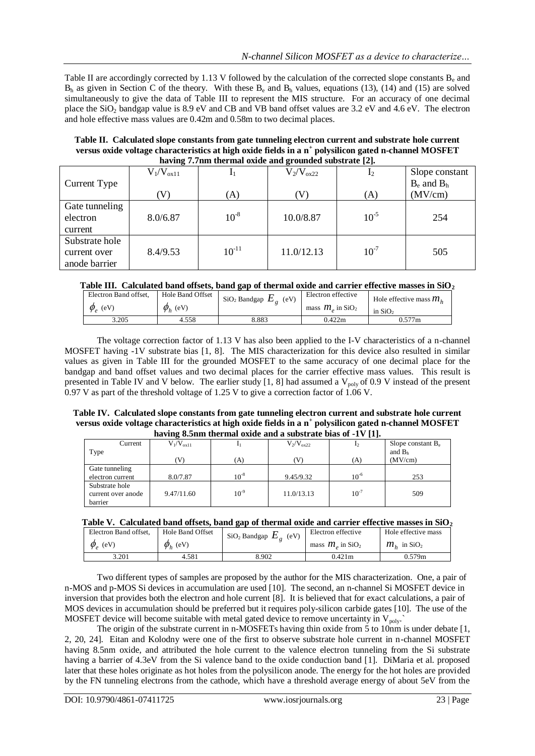Table II are accordingly corrected by 1.13 V followed by the calculation of the corrected slope constants $B_e$ and $B_h$ as given in Section C of the theory. With these $B_e$ and $B_h$ values, equations (13), (14) and (15) are solved simultaneously to give the data of Table III to represent the MIS structure. For an accuracy of one decimal place the $SiO_2$ bandgap value is 8.9 eV and CB and VB band offset values are 3.2 eV and 4.6 eV. The electron and hole effective mass values are 0.42m and 0.58m to two decimal places.

**Table II. Calculated slope constants from gate tunneling electron current and substrate hole current versus oxide voltage characteristics at high oxide fields in a n+ polysilicon gated n-channel MOSFET having 7.7nm thermal oxide and grounded substrate [2].**

| Current Type | $V_1/V_{ox11}$ (V) | $I_1$ (A) | $V_2/V_{ox22}$ (V) | $I_2$ (A) | Slope constant $B_e$ and $B_h$ (MV/cm) |
|---|---|---|---|---|---|
| Gate tunneling electron current | 8.0/6.87 | $10^{-8}$ | 10.0/8.87 | $10^{-5}$ | 254 |
| Substrate hole current over anode barrier | 8.4/9.53 | $10^{-11}$ | 11.0/12.13 | $10^{-7}$ | 505 |

**Table III. Calculated band offsets, band gap of thermal oxide and carrier effective masses in $SiO_2$**

| Electron Band offset, $\phi_e$ (eV) | Hole Band Offset $\phi_h$ (eV) | $SiO_2$ Bandgap $E_g$ (eV) | Electron effective mass $m_e$ in $SiO_2$ | Hole effective mass $m_h$ in $SiO_2$ |
|---|---|---|---|---|
| 3.205 | 4.558 | 8.883 | 0.422m | 0.577m |

The voltage correction factor of 1.13 V has also been applied to the I-V characteristics of a n-channel MOSFET having -1V substrate bias [1, 8]. The MIS characterization for this device also resulted in similar values as given in Table III for the grounded MOSFET to the same accuracy of one decimal place for the bandgap and band offset values and two decimal places for the carrier effective mass values. This result is presented in Table IV and V below. The earlier study [1, 8] had assumed a $V_{poly}$ of 0.9 V instead of the present 0.97 V as part of the threshold voltage of 1.25 V to give a correction factor of 1.06 V.

**Table IV. Calculated slope constants from gate tunneling electron current and substrate hole current versus oxide voltage characteristics at high oxide fields in a n+ polysilicon gated n-channel MOSFET having 8.5nm thermal oxide and a substrate bias of -1V [1].**

| Current Type | $V_1/V_{ox11}$ (V) | $I_1$ (A) | $V_2/V_{ox22}$ (V) | $I_2$ (A) | Slope constant $B_e$ and $B_h$ (MV/cm) |
|---|---|---|---|---|---|
| Gate tunneling electron current | 8.0/7.87 | $10^{-8}$ | 9.45/9.32 | $10^{-6}$ | 253 |
| Substrate hole current over anode barrier | 9.47/11.60 | $10^{-9}$ | 11.0/13.13 | $10^{-7}$ | 509 |

**Table V. Calculated band offsets, band gap of thermal oxide and carrier effective masses in $SiO_2$**

| Electron Band offset, $\phi_e$ (eV) | Hole Band Offset $\phi_h$ (eV) | $SiO_2$ Bandgap $E_g$ (eV) | Electron effective mass $m_e$ in $SiO_2$ | Hole effective mass $m_h$ in $SiO_2$ |
|---|---|---|---|---|
| 3.201 | 4.581 | 8.902 | 0.421m | 0.579m |

Two different types of samples are proposed by the author for the MIS characterization. One, a pair of n-MOS and p-MOS Si devices in accumulation are used [10]. The second, an n-channel Si MOSFET device in inversion that provides both the electron and hole current [8]. It is believed that for exact calculations, a pair of MOS devices in accumulation should be preferred but it requires poly-silicon carbide gates [10]. The use of the MOSFET device will become suitable with metal gated device to remove uncertainty in $V_{poly}$.`

The origin of the substrate current in n-MOSFETs having thin oxide from 5 to 10nm is under debate [1, 2, 20, 24]. Eitan and Kolodny were one of the first to observe substrate hole current in n-channel MOSFET having 8.5nm oxide, and attributed the hole current to the valence electron tunneling from the Si substrate having a barrier of 4.3eV from the Si valence band to the oxide conduction band [1]. DiMaria et al. proposed later that these holes originate as hot holes from the polysilicon anode. The energy for the hot holes are provided by the FN tunneling electrons from the cathode, which have a threshold average energy of about 5eV from the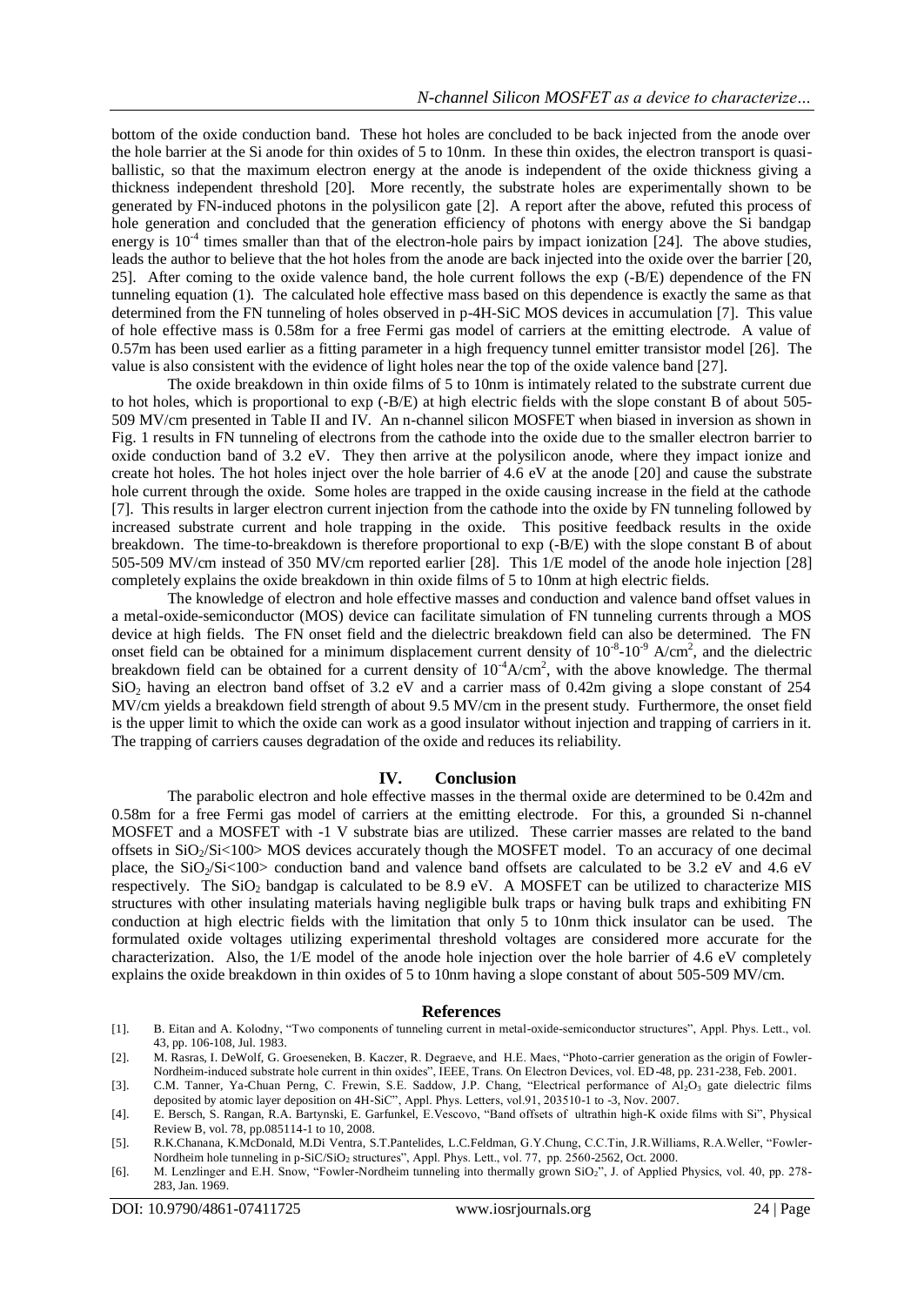bottom of the oxide conduction band. These hot holes are concluded to be back injected from the anode over the hole barrier at the Si anode for thin oxides of 5 to 10nm. In these thin oxides, the electron transport is quasi-ballistic, so that the maximum electron energy at the anode is independent of the oxide thickness giving a thickness independent threshold [20]. More recently, the substrate holes are experimentally shown to be generated by FN-induced photons in the polysilicon gate [2]. A report after the above, refuted this process of hole generation and concluded that the generation efficiency of photons with energy above the Si bandgap energy is $10^{-4}$ times smaller than that of the electron-hole pairs by impact ionization [24]. The above studies, leads the author to believe that the hot holes from the anode are back injected into the oxide over the barrier [20, 25]. After coming to the oxide valence band, the hole current follows the exp (-B/E) dependence of the FN tunneling equation (1). The calculated hole effective mass based on this dependence is exactly the same as that determined from the FN tunneling of holes observed in p-4H-SiC MOS devices in accumulation [7]. This value of hole effective mass is 0.58m for a free Fermi gas model of carriers at the emitting electrode. A value of 0.57m has been used earlier as a fitting parameter in a high frequency tunnel emitter transistor model [26]. The value is also consistent with the evidence of light holes near the top of the oxide valence band [27].

The oxide breakdown in thin oxide films of 5 to 10nm is intimately related to the substrate current due to hot holes, which is proportional to exp (-B/E) at high electric fields with the slope constant B of about 505-509 MV/cm presented in Table II and IV. An n-channel silicon MOSFET when biased in inversion as shown in Fig. 1 results in FN tunneling of electrons from the cathode into the oxide due to the smaller electron barrier to oxide conduction band of 3.2 eV. They then arrive at the polysilicon anode, where they impact ionize and create hot holes. The hot holes inject over the hole barrier of 4.6 eV at the anode [20] and cause the substrate hole current through the oxide. Some holes are trapped in the oxide causing increase in the field at the cathode [7]. This results in larger electron current injection from the cathode into the oxide by FN tunneling followed by increased substrate current and hole trapping in the oxide. This positive feedback results in the oxide breakdown. The time-to-breakdown is therefore proportional to exp (-B/E) with the slope constant B of about 505-509 MV/cm instead of 350 MV/cm reported earlier [28]. This 1/E model of the anode hole injection [28] completely explains the oxide breakdown in thin oxide films of 5 to 10nm at high electric fields.

The knowledge of electron and hole effective masses and conduction and valence band offset values in a metal-oxide-semiconductor (MOS) device can facilitate simulation of FN tunneling currents through a MOS device at high fields. The FN onset field and the dielectric breakdown field can also be determined. The FN onset field can be obtained for a minimum displacement current density of $10^{-8}$-$10^{-9}$ A/cm$^2$, and the dielectric breakdown field can be obtained for a current density of $10^{-4}$A/cm$^2$, with the above knowledge. The thermal $SiO_2$ having an electron band offset of 3.2 eV and a carrier mass of 0.42m giving a slope constant of 254 MV/cm yields a breakdown field strength of about 9.5 MV/cm in the present study. Furthermore, the onset field is the upper limit to which the oxide can work as a good insulator without injection and trapping of carriers in it. The trapping of carriers causes degradation of the oxide and reduces its reliability.

## IV. Conclusion

The parabolic electron and hole effective masses in the thermal oxide are determined to be 0.42m and 0.58m for a free Fermi gas model of carriers at the emitting electrode. For this, a grounded Si n-channel MOSFET and a MOSFET with -1 V substrate bias are utilized. These carrier masses are related to the band offsets in $SiO_2$/Si<100> MOS devices accurately though the MOSFET model. To an accuracy of one decimal place, the $SiO_2$/Si<100> conduction band and valence band offsets are calculated to be 3.2 eV and 4.6 eV respectively. The $SiO_2$ bandgap is calculated to be 8.9 eV. A MOSFET can be utilized to characterize MIS structures with other insulating materials having negligible bulk traps or having bulk traps and exhibiting FN conduction at high electric fields with the limitation that only 5 to 10nm thick insulator can be used. The formulated oxide voltages utilizing experimental threshold voltages are considered more accurate for the characterization. Also, the 1/E model of the anode hole injection over the hole barrier of 4.6 eV completely explains the oxide breakdown in thin oxides of 5 to 10nm having a slope constant of about 505-509 MV/cm.

## References

[1]. B. Eitan and A. Kolodny, "Two components of tunneling current in metal-oxide-semiconductor structures", Appl. Phys. Lett., vol. 43, pp. 106-108, Jul. 1983.

[2]. M. Rasras, I. DeWolf, G. Groeseneken, B. Kaczer, R. Degraeve, and H.E. Maes, "Photo-carrier generation as the origin of Fowler-Nordheim-induced substrate hole current in thin oxides", IEEE, Trans. On Electron Devices, vol. ED-48, pp. 231-238, Feb. 2001.

[3]. C.M. Tanner, Ya-Chuan Perng, C. Frewin, S.E. Saddow, J.P. Chang, "Electrical performance of $Al_2O_3$ gate dielectric films deposited by atomic layer deposition on 4H-SiC", Appl. Phys. Letters, vol.91, 203510-1 to -3, Nov. 2007.

[4]. E. Bersch, S. Rangan, R.A. Bartynski, E. Garfunkel, E.Vescovo, "Band offsets of ultrathin high-K oxide films with Si", Physical Review B, vol. 78, pp.085114-1 to 10, 2008.

[5]. R.K.Chanana, K.McDonald, M.Di Ventra, S.T.Pantelides, L.C.Feldman, G.Y.Chung, C.C.Tin, J.R.Williams, R.A.Weller, "Fowler-Nordheim hole tunneling in p-SiC/$SiO_2$ structures", Appl. Phys. Lett., vol. 77, pp. 2560-2562, Oct. 2000.

[6]. M. Lenzlinger and E.H. Snow, "Fowler-Nordheim tunneling into thermally grown $SiO_2$", J. of Applied Physics, vol. 40, pp. 278-283, Jan. 1969.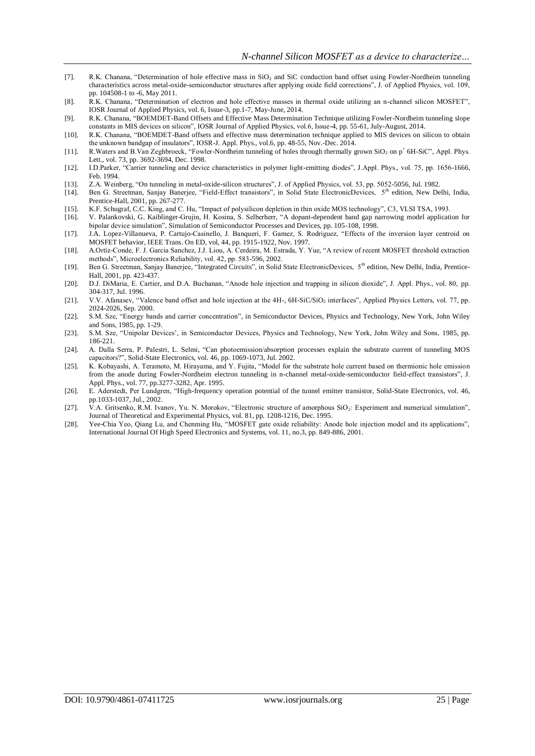[7]. R.K. Chanana, "Determination of hole effective mass in $SiO_2$ and SiC conduction band offset using Fowler-Nordheim tunneling characteristics across metal-oxide-semiconductor structures after applying oxide field corrections", J. of Applied Physics, vol. 109, pp. 104508-1 to -6, May 2011.

[8]. R.K. Chanana, "Determination of electron and hole effective masses in thermal oxide utilizing an n-channel silicon MOSFET", IOSR Journal of Applied Physics, vol. 6, Issue-3, pp.1-7, May-June, 2014.

[9]. R.K. Chanana, "BOEMDET-Band Offsets and Effective Mass Determination Technique utilizing Fowler-Nordheim tunneling slope constants in MIS devices on silicon", IOSR Journal of Applied Physics, vol.6, Issue-4, pp. 55-61, July-August, 2014.

[10]. R.K. Chanana, "BOEMDET-Band offsets and effective mass determination technique applied to MIS devices on silicon to obtain the unknown bandgap of insulators", IOSR-J. Appl. Phys., vol.6, pp. 48-55, Nov.-Dec. 2014.

[11]. R.Waters and B.Van Zeghbroeck, "Fowler-Nordheim tunneling of holes through thermally grown $SiO_2$ on $p^+$ 6H-SiC", Appl. Phys. Lett., vol. 73, pp. 3692-3694, Dec. 1998.

[12]. I.D.Parker, "Carrier tunneling and device characteristics in polymer light-emitting diodes", J.Appl. Phys., vol. 75, pp. 1656-1666, Feb. 1994.

[13]. Z.A. Weinberg, "On tunneling in metal-oxide-silicon structures", J. of Applied Physics, vol. 53, pp. 5052-5056, Jul. 1982.

[14]. Ben G. Streetman, Sanjay Banerjee, "Field-Effect transistors", in Solid State ElectronicDevices, $5^{th}$ edition, New Delhi, India, Prentice-Hall, 2001, pp. 267-277.

[15]. K.F. Schugraf, C.C. King, and C. Hu, "Impact of polysilicon depletion in thin oxide MOS technology", C3, VLSI TSA, 1993.

[16]. V. Palankovski, G. Kaiblinger-Grujin, H. Kosina, S. Selberherr, "A dopant-dependent band gap narrowing model application for bipolar device simulation", Simulation of Semiconductor Processes and Devices, pp. 105-108, 1998.

[17]. J.A. Lopez-Villanueva, P. Cartujo-Casinello, J. Banqueri, F. Gamez, S. Rodriguez, "Effects of the inversion layer centroid on MOSFET behavior, IEEE Trans. On ED, vol, 44, pp. 1915-1922, Nov. 1997.

[18]. A.Ortiz-Conde, F. J. Garcia Sanchez, J.J. Liou, A. Cerdeira, M. Estrada, Y. Yue, "A review of recent MOSFET threshold extraction methods", Microelectronics Reliability, vol. 42, pp. 583-596, 2002.

[19]. Ben G. Streetman, Sanjay Banerjee, "Integrated Circuits", in Solid State ElectronicDevices, $5^{th}$ edition, New Delhi, India, Prentice-Hall, 2001, pp. 423-437.

[20]. D.J. DiMaria, E. Cartier, and D.A. Buchanan, "Anode hole injection and trapping in silicon dioxide", J. Appl. Phys., vol. 80, pp. 304-317, Jul. 1996.

[21]. V.V. Afanasev, "Valence band offset and hole injection at the 4H-, 6H-SiC/$SiO_2$ interfaces", Applied Physics Letters, vol. 77, pp. 2024-2026, Sep. 2000.

[22]. S.M. Sze, "Energy bands and carrier concentration", in Semiconductor Devices, Physics and Technology, New York, John Wiley and Sons, 1985, pp. 1-29.

[23]. S.M. Sze, "Unipolar Devices', in Semiconductor Devices, Physics and Technology, New York, John Wiley and Sons, 1985, pp. 186-221.

[24]. A. Dalla Serra, P. Palestri, L. Selmi, "Can photoemission/absorption processes explain the substrate current of tunneling MOS capacitors?", Solid-State Electronics, vol. 46, pp. 1069-1073, Jul. 2002.

[25]. K. Kobayashi, A. Teramoto, M. Hirayama, and Y. Fujita, "Model for the substrate hole current based on thermionic hole emission from the anode during Fowler-Nordheim electron tunneling in n-channel metal-oxide-semiconductor field-effect transistors", J. Appl. Phys., vol. 77, pp.3277-3282, Apr. 1995.

[26]. E. Aderstedt, Per Lundgren, "High-frequency operation potential of the tunnel emitter transistor, Solid-State Electronics, vol. 46, pp.1033-1037, Jul., 2002.

[27]. V.A. Gritsenko, R.M. Ivanov, Yu. N. Morokov, "Electronic structure of amorphous $SiO_2$: Experiment and numerical simulation", Journal of Theoretical and Experimental Physics, vol. 81, pp. 1208-1216, Dec. 1995.

[28]. Yee-Chia Yeo, Qiang Lu, and Chenming Hu, "MOSFET gate oxide reliability: Anode hole injection model and its applications", International Journal Of High Speed Electronics and Systems, vol. 11, no.3, pp. 849-886, 2001.